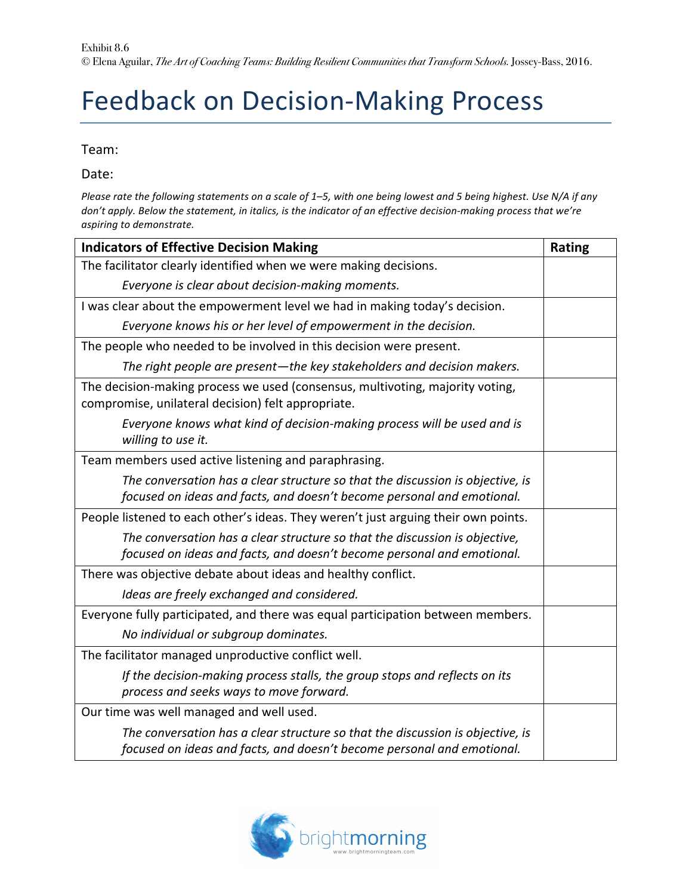Exhibit 8.6

© Elena Aguilar, *The Art of Coaching Teams: Building Resilient Communities that Transform Schools.* Jossey-Bass, 2016.

# Feedback on Decision-Making Process

Team:

Date:

*Please rate the following statements on a scale of 1–5, with one being lowest and 5 being highest. Use N/A if any don't apply. Below the statement, in italics, is the indicator of an effective decision-making process that we're aspiring to demonstrate.*

| **Indicators of Effective Decision Making** | **Rating** |
|---|---|
| The facilitator clearly identified when we were making decisions.<br>*Everyone is clear about decision-making moments.* | |
| I was clear about the empowerment level we had in making today's decision.<br>*Everyone knows his or her level of empowerment in the decision.* | |
| The people who needed to be involved in this decision were present.<br>*The right people are present—the key stakeholders and decision makers.* | |
| The decision-making process we used (consensus, multivoting, majority voting, compromise, unilateral decision) felt appropriate.<br>*Everyone knows what kind of decision-making process will be used and is willing to use it.* | |
| Team members used active listening and paraphrasing.<br>*The conversation has a clear structure so that the discussion is objective, is focused on ideas and facts, and doesn't become personal and emotional.* | |
| People listened to each other's ideas. They weren't just arguing their own points.<br>*The conversation has a clear structure so that the discussion is objective, focused on ideas and facts, and doesn't become personal and emotional.* | |
| There was objective debate about ideas and healthy conflict.<br>*Ideas are freely exchanged and considered.* | |
| Everyone fully participated, and there was equal participation between members.<br>*No individual or subgroup dominates.* | |
| The facilitator managed unproductive conflict well.<br>*If the decision-making process stalls, the group stops and reflects on its process and seeks ways to move forward.* | |
| Our time was well managed and well used.<br>*The conversation has a clear structure so that the discussion is objective, is focused on ideas and facts, and doesn't become personal and emotional.* | |

brightmorning
www.brightmorningteam.com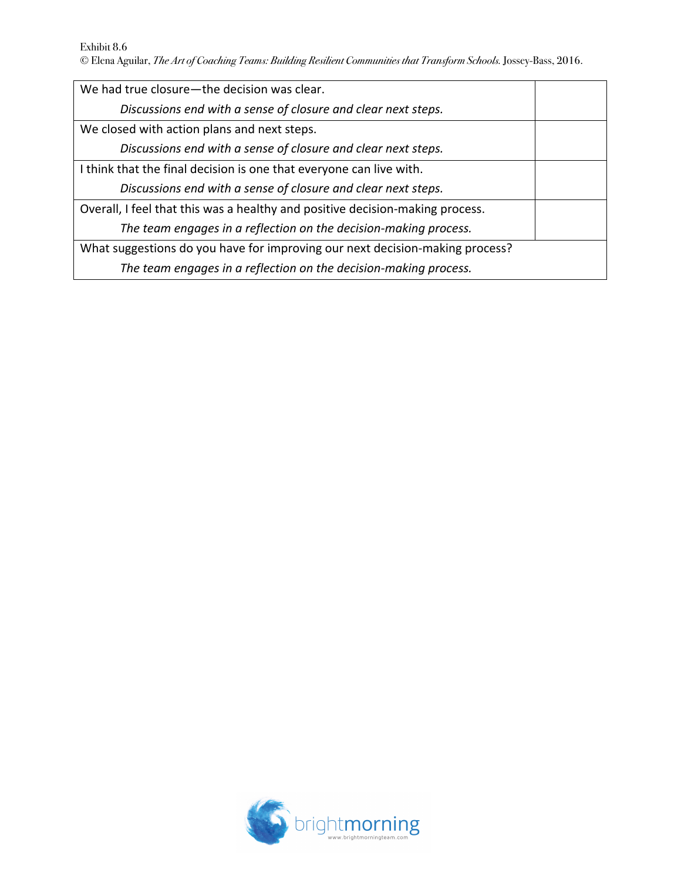Exhibit 8.6
© Elena Aguilar, *The Art of Coaching Teams: Building Resilient Communities that Transform Schools.* Jossey-Bass, 2016.

| | |
|---|---|
| We had true closure—the decision was clear.<br>*Discussions end with a sense of closure and clear next steps.* | |
| We closed with action plans and next steps.<br>*Discussions end with a sense of closure and clear next steps.* | |
| I think that the final decision is one that everyone can live with.<br>*Discussions end with a sense of closure and clear next steps.* | |
| Overall, I feel that this was a healthy and positive decision-making process.<br>*The team engages in a reflection on the decision-making process.* | |
| What suggestions do you have for improving our next decision-making process?<br>*The team engages in a reflection on the decision-making process.* | |

brightmorning
www.brightmorningteam.com